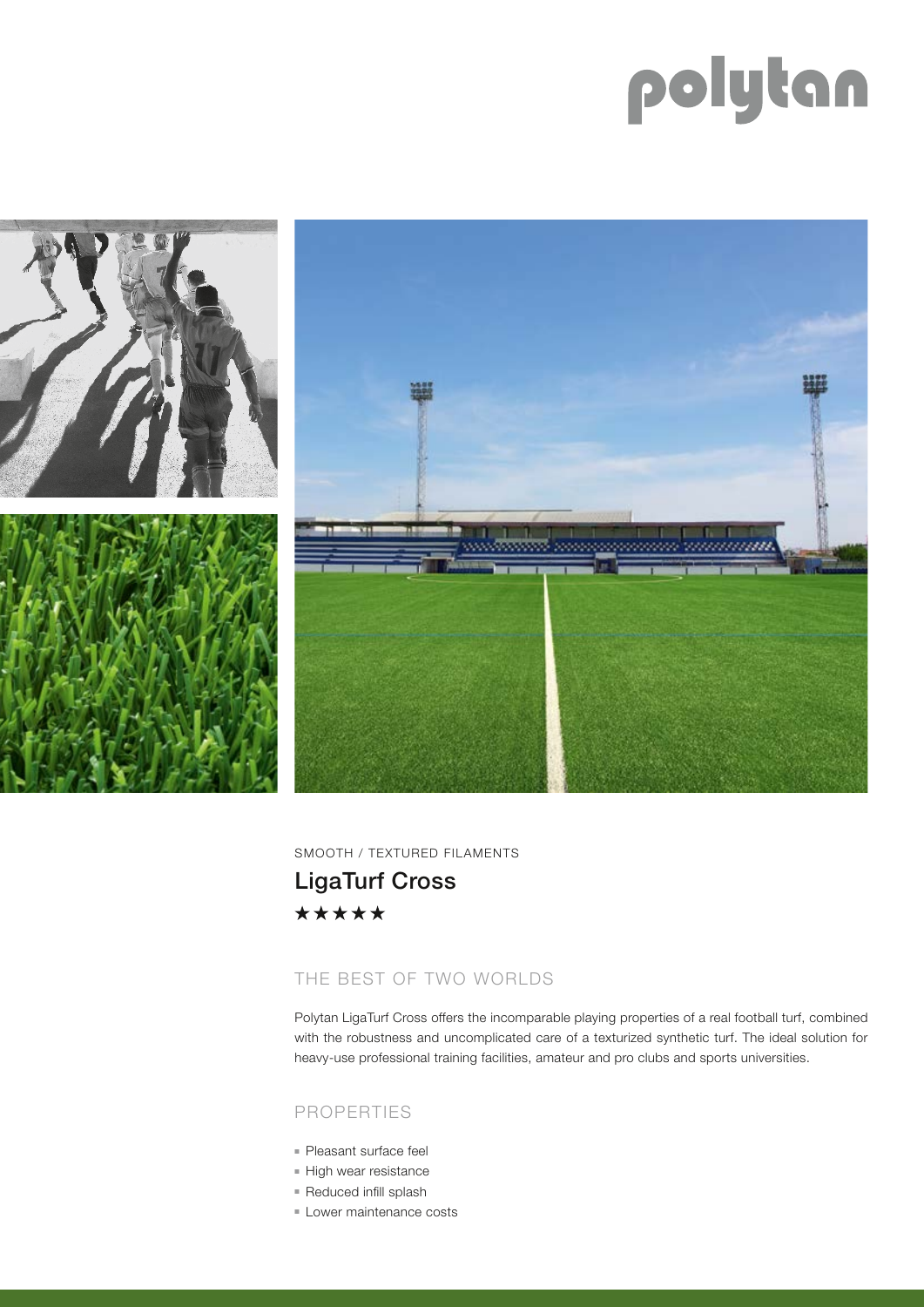polytan

SMOOTH / TEXTURED FILAMENTS

# LigaTurf Cross

★★★★★

## THE BEST OF TWO WORLDS

Polytan LigaTurf Cross offers the incomparable playing properties of a real football turf, combined with the robustness and uncomplicated care of a texturized synthetic turf. The ideal solution for heavy-use professional training facilities, amateur and pro clubs and sports universities.

## PROPERTIES

- Pleasant surface feel
- High wear resistance
- Reduced infill splash
- Lower maintenance costs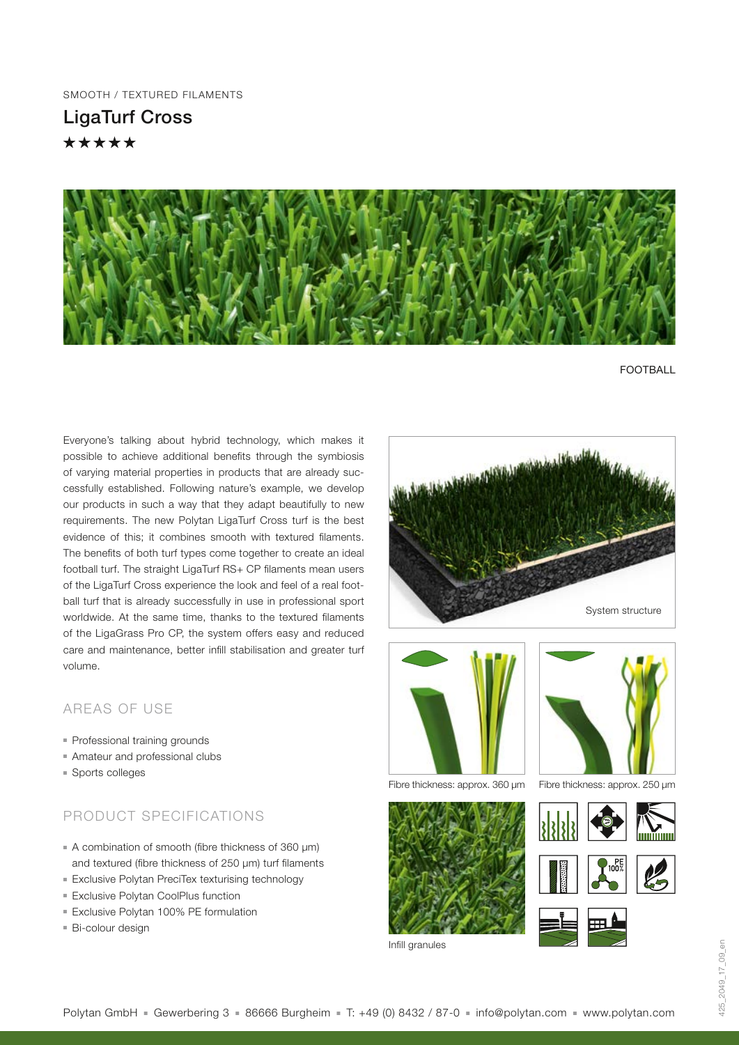SMOOTH / TEXTURED FILAMENTS

# LigaTurf Cross

★★★★★

FOOTBALL

Everyone's talking about hybrid technology, which makes it possible to achieve additional benefits through the symbiosis of varying material properties in products that are already successfully established. Following nature's example, we develop our products in such a way that they adapt beautifully to new requirements. The new Polytan LigaTurf Cross turf is the best evidence of this; it combines smooth with textured filaments. The benefits of both turf types come together to create an ideal football turf. The straight LigaTurf RS+ CP filaments mean users of the LigaTurf Cross experience the look and feel of a real football turf that is already successfully in use in professional sport worldwide. At the same time, thanks to the textured filaments of the LigaGrass Pro CP, the system offers easy and reduced care and maintenance, better infill stabilisation and greater turf volume.

System structure

Fibre thickness: approx. 360 µm

Fibre thickness: approx. 250 µm

Infill granules

## AREAS OF USE

- Professional training grounds
- Amateur and professional clubs
- Sports colleges

## PRODUCT SPECIFICATIONS

- A combination of smooth (fibre thickness of 360 µm) and textured (fibre thickness of 250 µm) turf filaments
- Exclusive Polytan PreciTex texturising technology
- Exclusive Polytan CoolPlus function
- Exclusive Polytan 100% PE formulation
- Bi-colour design

Polytan GmbH ▪ Gewerbering 3 ▪ 86666 Burgheim ▪ T: +49 (0) 8432 / 87-0 ▪ info@polytan.com ▪ www.polytan.com

425_2049_17_09_en